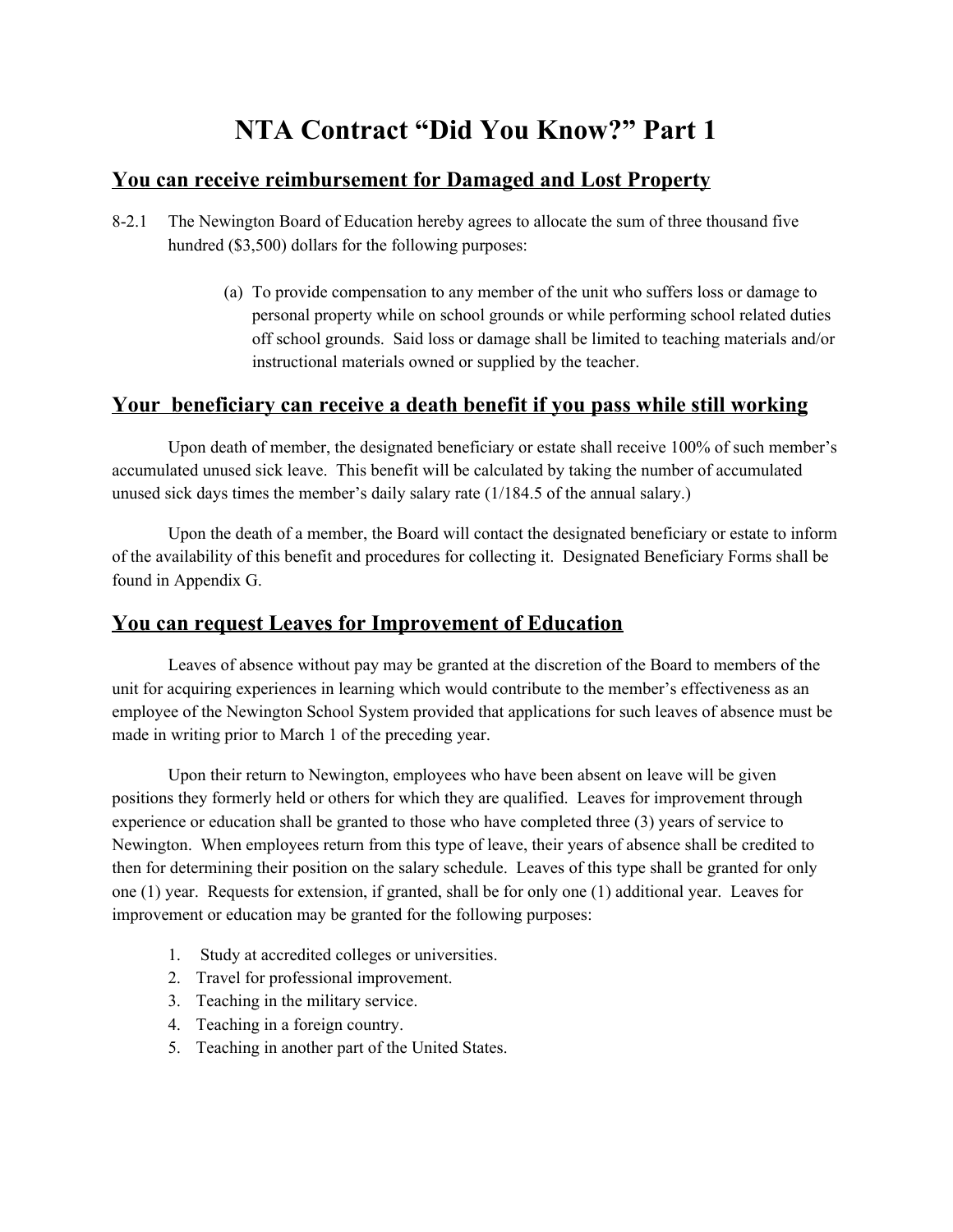# NTA Contract "Did You Know?" Part 1

## <u>You can receive reimbursement for Damaged and Lost Property</u>

8-2.1 The Newington Board of Education hereby agrees to allocate the sum of three thousand five hundred ($3,500) dollars for the following purposes:

(a) To provide compensation to any member of the unit who suffers loss or damage to personal property while on school grounds or while performing school related duties off school grounds. Said loss or damage shall be limited to teaching materials and/or instructional materials owned or supplied by the teacher.

## <u>Your beneficiary can receive a death benefit if you pass while still working</u>

Upon death of member, the designated beneficiary or estate shall receive 100% of such member's accumulated unused sick leave. This benefit will be calculated by taking the number of accumulated unused sick days times the member's daily salary rate (1/184.5 of the annual salary.)

Upon the death of a member, the Board will contact the designated beneficiary or estate to inform of the availability of this benefit and procedures for collecting it. Designated Beneficiary Forms shall be found in Appendix G.

## <u>You can request Leaves for Improvement of Education</u>

Leaves of absence without pay may be granted at the discretion of the Board to members of the unit for acquiring experiences in learning which would contribute to the member's effectiveness as an employee of the Newington School System provided that applications for such leaves of absence must be made in writing prior to March 1 of the preceding year.

Upon their return to Newington, employees who have been absent on leave will be given positions they formerly held or others for which they are qualified. Leaves for improvement through experience or education shall be granted to those who have completed three (3) years of service to Newington. When employees return from this type of leave, their years of absence shall be credited to then for determining their position on the salary schedule. Leaves of this type shall be granted for only one (1) year. Requests for extension, if granted, shall be for only one (1) additional year. Leaves for improvement or education may be granted for the following purposes:

1. Study at accredited colleges or universities.
2. Travel for professional improvement.
3. Teaching in the military service.
4. Teaching in a foreign country.
5. Teaching in another part of the United States.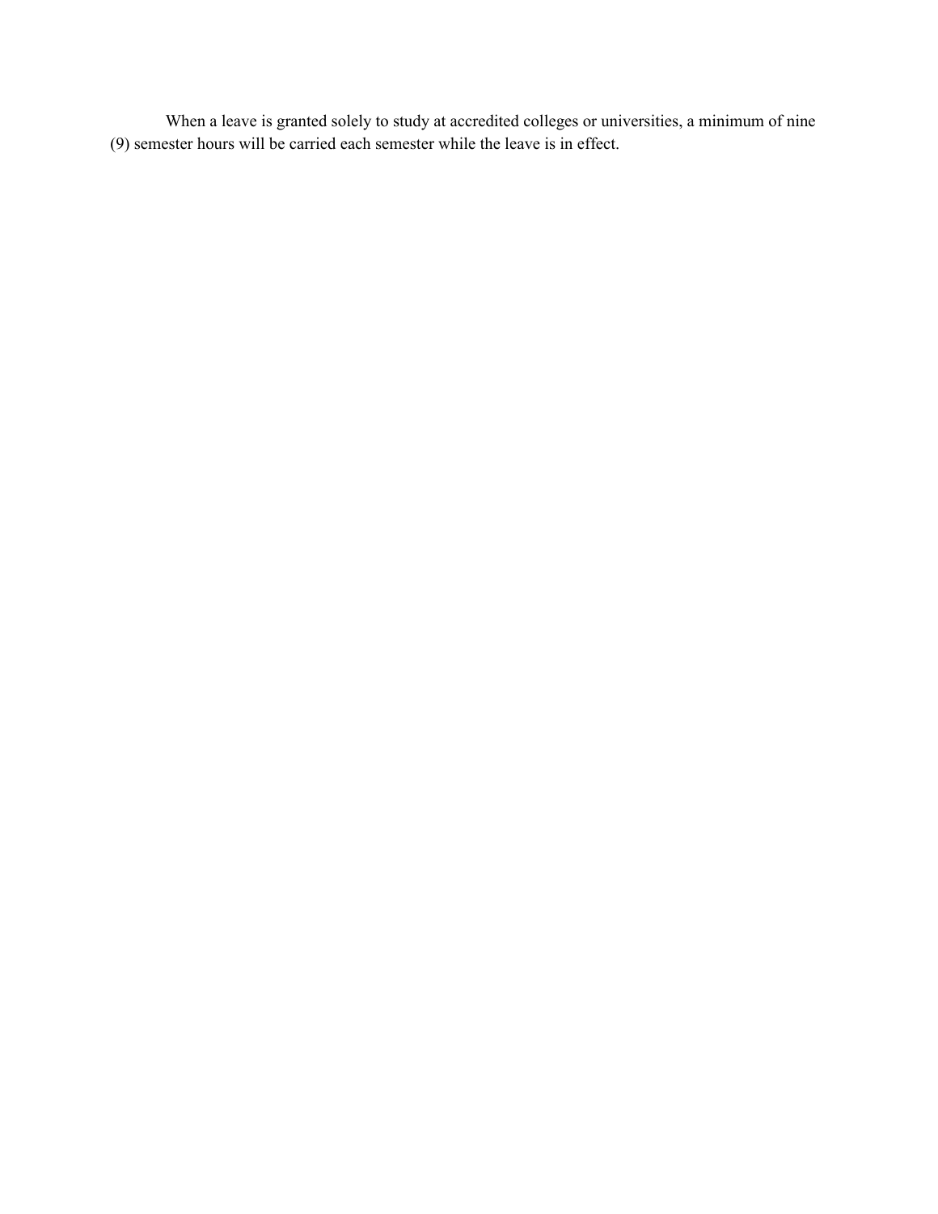When a leave is granted solely to study at accredited colleges or universities, a minimum of nine (9) semester hours will be carried each semester while the leave is in effect.